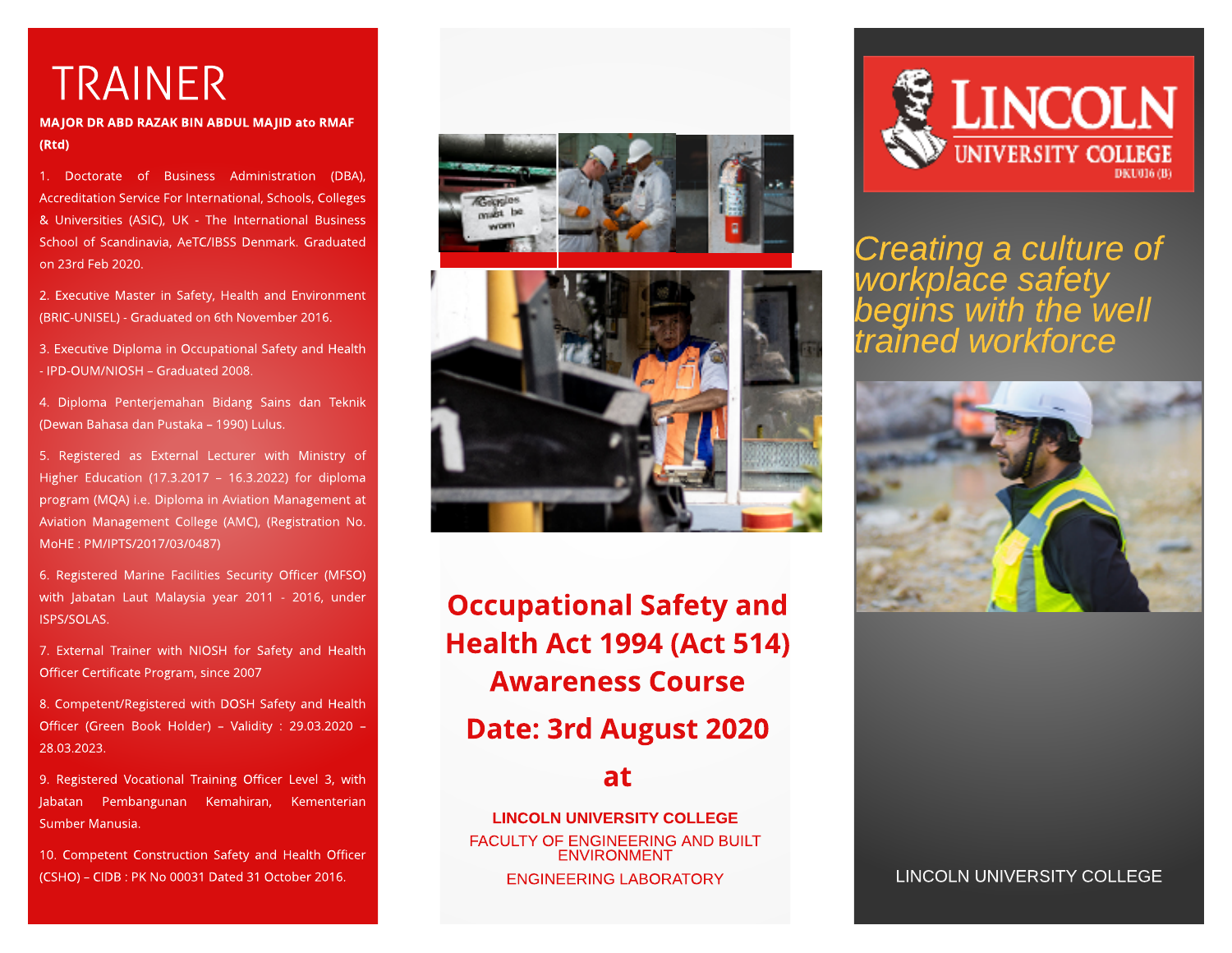# TRAINER

**MAJOR DR ABD RAZAK BIN ABDUL MAJID ato RMAF (Rtd)**

1. Doctorate of Business Administration (DBA), Accreditation Service For International, Schools, Colleges & Universities (ASIC), UK - The International Business School of Scandinavia, AeTC/IBSS Denmark. Graduated on 23rd Feb 2020.

2. Executive Master in Safety, Health and Environment (BRIC-UNISEL) - Graduated on 6th November 2016.

3. Executive Diploma in Occupational Safety and Health - IPD-OUM/NIOSH – Graduated 2008.

4. Diploma Penterjemahan Bidang Sains dan Teknik (Dewan Bahasa dan Pustaka – 1990) Lulus.

5. Registered as External Lecturer with Ministry of Higher Education (17.3.2017 – 16.3.2022) for diploma program (MQA) i.e. Diploma in Aviation Management at Aviation Management College (AMC), (Registration No. MoHE : PM/IPTS/2017/03/0487)

6. Registered Marine Facilities Security Officer (MFSO) with Jabatan Laut Malaysia year 2011 - 2016, under ISPS/SOLAS.

7. External Trainer with NIOSH for Safety and Health Officer Certificate Program, since 2007

8. Competent/Registered with DOSH Safety and Health Officer (Green Book Holder) – Validity : 29.03.2020 – 28.03.2023.

9. Registered Vocational Training Officer Level 3, with Jabatan Pembangunan Kemahiran, Kementerian Sumber Manusia.

10. Competent Construction Safety and Health Officer (CSHO) – CIDB : PK No 00031 Dated 31 October 2016.

# Occupational Safety and Health Act 1994 (Act 514) Awareness Course

## Date: 3rd August 2020

## at

**LINCOLN UNIVERSITY COLLEGE**

FACULTY OF ENGINEERING AND BUILT ENVIRONMENT

ENGINEERING LABORATORY

LINCOLN UNIVERSITY COLLEGE
DKU016 (B)

*Creating a culture of workplace safety begins with the well trained workforce*

LINCOLN UNIVERSITY COLLEGE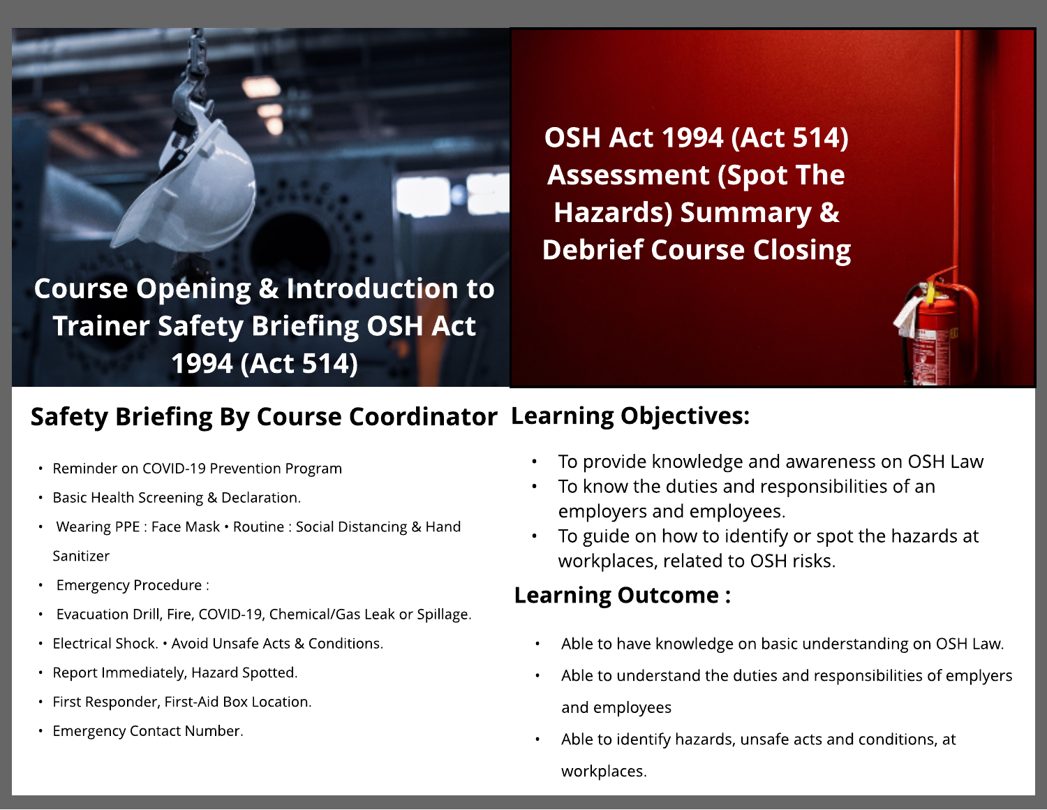# Course Opening & Introduction to Trainer Safety Briefing OSH Act 1994 (Act 514)

# OSH Act 1994 (Act 514) Assessment (Spot The Hazards) Summary & Debrief Course Closing

## Safety Briefing By Course Coordinator

- Reminder on COVID-19 Prevention Program
- Basic Health Screening & Declaration.
- Wearing PPE : Face Mask • Routine : Social Distancing & Hand Sanitizer
- Emergency Procedure :
- Evacuation Drill, Fire, COVID-19, Chemical/Gas Leak or Spillage.
- Electrical Shock. • Avoid Unsafe Acts & Conditions.
- Report Immediately, Hazard Spotted.
- First Responder, First-Aid Box Location.
- Emergency Contact Number.

## Learning Objectives:

- To provide knowledge and awareness on OSH Law
- To know the duties and responsibilities of an employers and employees.
- To guide on how to identify or spot the hazards at workplaces, related to OSH risks.

## Learning Outcome :

- Able to have knowledge on basic understanding on OSH Law.
- Able to understand the duties and responsibilities of emplyers and employees
- Able to identify hazards, unsafe acts and conditions, at workplaces.